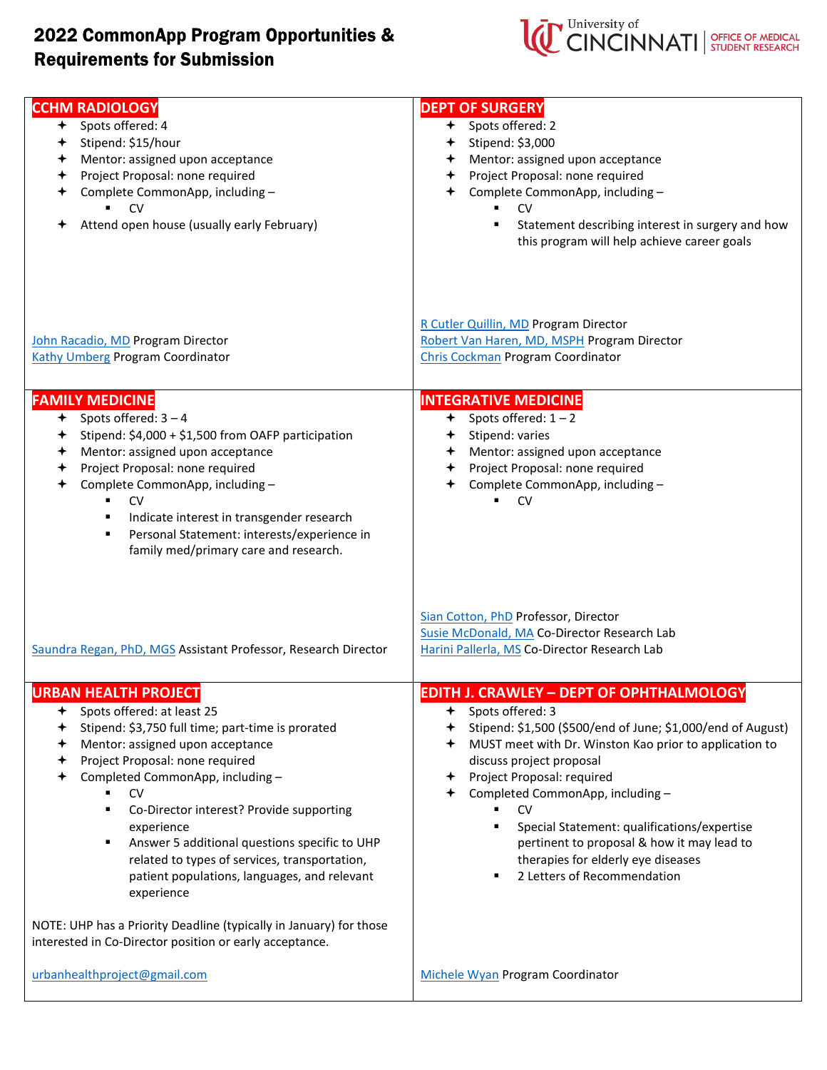# 2022 CommonApp Program Opportunities & Requirements for Submission

University of Cincinnati | Office of Medical Student Research

## CCHM RADIOLOGY

- Spots offered: 4
- Stipend: $15/hour
- Mentor: assigned upon acceptance
- Project Proposal: none required
- Complete CommonApp, including –
  - CV
- Attend open house (usually early February)

John Racadio, MD Program Director
Kathy Umberg Program Coordinator

## DEPT OF SURGERY

- Spots offered: 2
- Stipend: $3,000
- Mentor: assigned upon acceptance
- Project Proposal: none required
- Complete CommonApp, including –
  - CV
  - Statement describing interest in surgery and how this program will help achieve career goals

R Cutler Quillin, MD Program Director
Robert Van Haren, MD, MSPH Program Director
Chris Cockman Program Coordinator

## FAMILY MEDICINE

- Spots offered: 3 – 4
- Stipend: $4,000 + $1,500 from OAFP participation
- Mentor: assigned upon acceptance
- Project Proposal: none required
- Complete CommonApp, including –
  - CV
  - Indicate interest in transgender research
  - Personal Statement: interests/experience in family med/primary care and research.

Saundra Regan, PhD, MGS Assistant Professor, Research Director

## INTEGRATIVE MEDICINE

- Spots offered: 1 – 2
- Stipend: varies
- Mentor: assigned upon acceptance
- Project Proposal: none required
- Complete CommonApp, including –
  - CV

Sian Cotton, PhD Professor, Director
Susie McDonald, MA Co-Director Research Lab
Harini Pallerla, MS Co-Director Research Lab

## URBAN HEALTH PROJECT

- Spots offered: at least 25
- Stipend: $3,750 full time; part-time is prorated
- Mentor: assigned upon acceptance
- Project Proposal: none required
- Completed CommonApp, including –
  - CV
  - Co-Director interest? Provide supporting experience
  - Answer 5 additional questions specific to UHP related to types of services, transportation, patient populations, languages, and relevant experience

NOTE: UHP has a Priority Deadline (typically in January) for those interested in Co-Director position or early acceptance.

urbanhealthproject@gmail.com

## EDITH J. CRAWLEY – DEPT OF OPHTHALMOLOGY

- Spots offered: 3
- Stipend: $1,500 ($500/end of June; $1,000/end of August)
- MUST meet with Dr. Winston Kao prior to application to discuss project proposal
- Project Proposal: required
- Completed CommonApp, including –
  - CV
  - Special Statement: qualifications/expertise pertinent to proposal & how it may lead to therapies for elderly eye diseases
  - 2 Letters of Recommendation

Michele Wyan Program Coordinator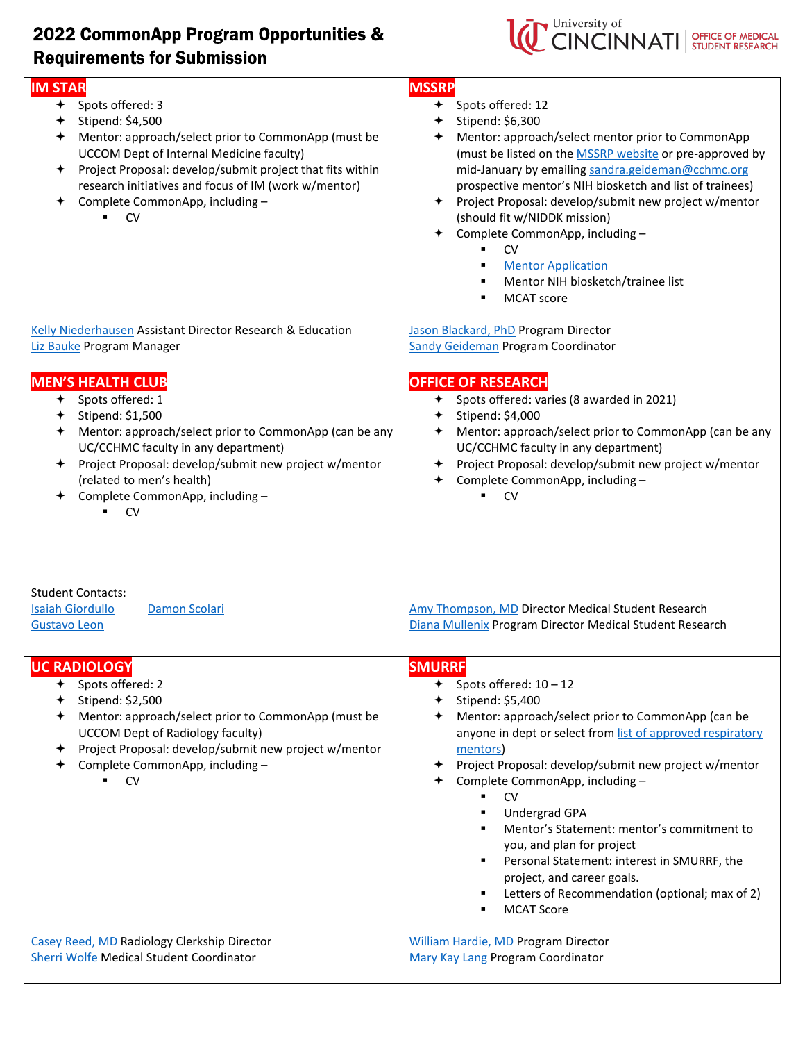# 2022 CommonApp Program Opportunities & Requirements for Submission

University of Cincinnati | OFFICE OF MEDICAL STUDENT RESEARCH

## IM STAR

- Spots offered: 3
- Stipend: $4,500
- Mentor: approach/select prior to CommonApp (must be UCCOM Dept of Internal Medicine faculty)
- Project Proposal: develop/submit project that fits within research initiatives and focus of IM (work w/mentor)
- Complete CommonApp, including –
  - CV

Kelly Niederhausen Assistant Director Research & Education
Liz Bauke Program Manager

## MSSRP

- Spots offered: 12
- Stipend: $6,300
- Mentor: approach/select mentor prior to CommonApp (must be listed on the MSSRP website or pre-approved by mid-January by emailing sandra.geideman@cchmc.org prospective mentor's NIH biosketch and list of trainees)
- Project Proposal: develop/submit new project w/mentor (should fit w/NIDDK mission)
- Complete CommonApp, including –
  - CV
  - Mentor Application
  - Mentor NIH biosketch/trainee list
  - MCAT score

Jason Blackard, PhD Program Director
Sandy Geideman Program Coordinator

## MEN'S HEALTH CLUB

- Spots offered: 1
- Stipend: $1,500
- Mentor: approach/select prior to CommonApp (can be any UC/CCHMC faculty in any department)
- Project Proposal: develop/submit new project w/mentor (related to men's health)
- Complete CommonApp, including –
  - CV

Student Contacts:
Isaiah Giordullo
Damon Scolari
Gustavo Leon

## OFFICE OF RESEARCH

- Spots offered: varies (8 awarded in 2021)
- Stipend: $4,000
- Mentor: approach/select prior to CommonApp (can be any UC/CCHMC faculty in any department)
- Project Proposal: develop/submit new project w/mentor
- Complete CommonApp, including –
  - CV

Amy Thompson, MD Director Medical Student Research
Diana Mullenix Program Director Medical Student Research

## UC RADIOLOGY

- Spots offered: 2
- Stipend: $2,500
- Mentor: approach/select prior to CommonApp (must be UCCOM Dept of Radiology faculty)
- Project Proposal: develop/submit new project w/mentor
- Complete CommonApp, including –
  - CV

Casey Reed, MD Radiology Clerkship Director
Sherri Wolfe Medical Student Coordinator

## SMURRF

- Spots offered: 10 – 12
- Stipend: $5,400
- Mentor: approach/select prior to CommonApp (can be anyone in dept or select from list of approved respiratory mentors)
- Project Proposal: develop/submit new project w/mentor
- Complete CommonApp, including –
  - CV
  - Undergrad GPA
  - Mentor's Statement: mentor's commitment to you, and plan for project
  - Personal Statement: interest in SMURRF, the project, and career goals.
  - Letters of Recommendation (optional; max of 2)
  - MCAT Score

William Hardie, MD Program Director
Mary Kay Lang Program Coordinator